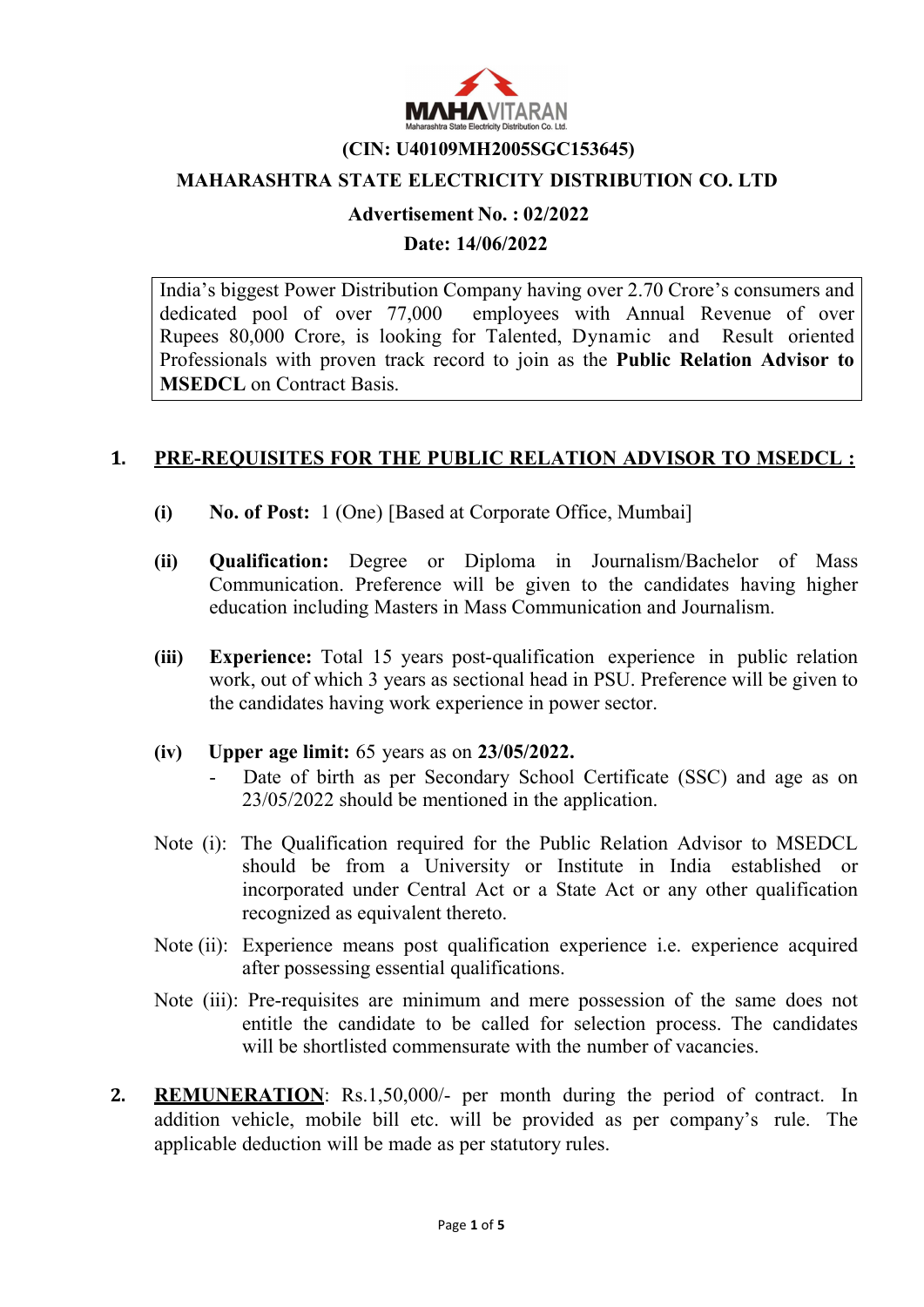**(CIN: U40109MH2005SGC153645)**

**MAHARASHTRA STATE ELECTRICITY DISTRIBUTION CO. LTD**

**Advertisement No. : 02/2022**

**Date: 14/06/2022**

India's biggest Power Distribution Company having over 2.70 Crore's consumers and dedicated pool of over 77,000 employees with Annual Revenue of over Rupees 80,000 Crore, is looking for Talented, Dynamic and Result oriented Professionals with proven track record to join as the **Public Relation Advisor to MSEDCL** on Contract Basis.

## 1. PRE-REQUISITES FOR THE PUBLIC RELATION ADVISOR TO MSEDCL :

**(i) No. of Post:** 1 (One) [Based at Corporate Office, Mumbai]

**(ii) Qualification:** Degree or Diploma in Journalism/Bachelor of Mass Communication. Preference will be given to the candidates having higher education including Masters in Mass Communication and Journalism.

**(iii) Experience:** Total 15 years post-qualification experience in public relation work, out of which 3 years as sectional head in PSU. Preference will be given to the candidates having work experience in power sector.

**(iv) Upper age limit:** 65 years as on **23/05/2022.**

- Date of birth as per Secondary School Certificate (SSC) and age as on 23/05/2022 should be mentioned in the application.

Note (i): The Qualification required for the Public Relation Advisor to MSEDCL should be from a University or Institute in India established or incorporated under Central Act or a State Act or any other qualification recognized as equivalent thereto.

Note (ii): Experience means post qualification experience i.e. experience acquired after possessing essential qualifications.

Note (iii): Pre-requisites are minimum and mere possession of the same does not entitle the candidate to be called for selection process. The candidates will be shortlisted commensurate with the number of vacancies.

**2. REMUNERATION**: Rs.1,50,000/- per month during the period of contract. In addition vehicle, mobile bill etc. will be provided as per company's rule. The applicable deduction will be made as per statutory rules.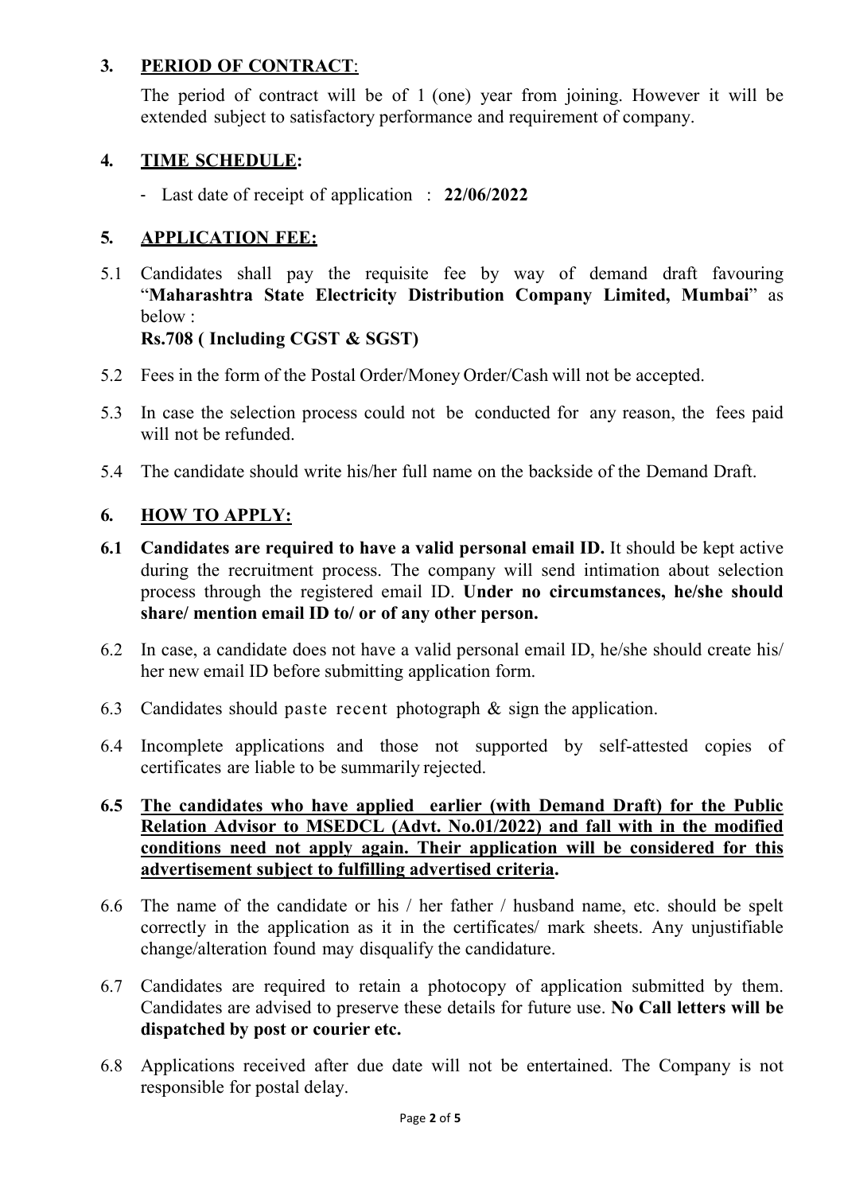## 3. PERIOD OF CONTRACT:

The period of contract will be of 1 (one) year from joining. However it will be extended subject to satisfactory performance and requirement of company.

## 4. TIME SCHEDULE:

- Last date of receipt of application : **22/06/2022**

## 5. APPLICATION FEE:

5.1 Candidates shall pay the requisite fee by way of demand draft favouring "**Maharashtra State Electricity Distribution Company Limited, Mumbai**" as below :
**Rs.708 ( Including CGST & SGST)**

5.2 Fees in the form of the Postal Order/Money Order/Cash will not be accepted.

5.3 In case the selection process could not be conducted for any reason, the fees paid will not be refunded.

5.4 The candidate should write his/her full name on the backside of the Demand Draft.

## 6. HOW TO APPLY:

**6.1 Candidates are required to have a valid personal email ID.** It should be kept active during the recruitment process. The company will send intimation about selection process through the registered email ID. **Under no circumstances, he/she should share/ mention email ID to/ or of any other person.**

6.2 In case, a candidate does not have a valid personal email ID, he/she should create his/ her new email ID before submitting application form.

6.3 Candidates should paste recent photograph & sign the application.

6.4 Incomplete applications and those not supported by self-attested copies of certificates are liable to be summarily rejected.

**6.5 <u>The candidates who have applied earlier (with Demand Draft) for the Public Relation Advisor to MSEDCL (Advt. No.01/2022) and fall with in the modified conditions need not apply again. Their application will be considered for this advertisement subject to fulfilling advertised criteria</u>.**

6.6 The name of the candidate or his / her father / husband name, etc. should be spelt correctly in the application as it in the certificates/ mark sheets. Any unjustifiable change/alteration found may disqualify the candidature.

6.7 Candidates are required to retain a photocopy of application submitted by them. Candidates are advised to preserve these details for future use. **No Call letters will be dispatched by post or courier etc.**

6.8 Applications received after due date will not be entertained. The Company is not responsible for postal delay.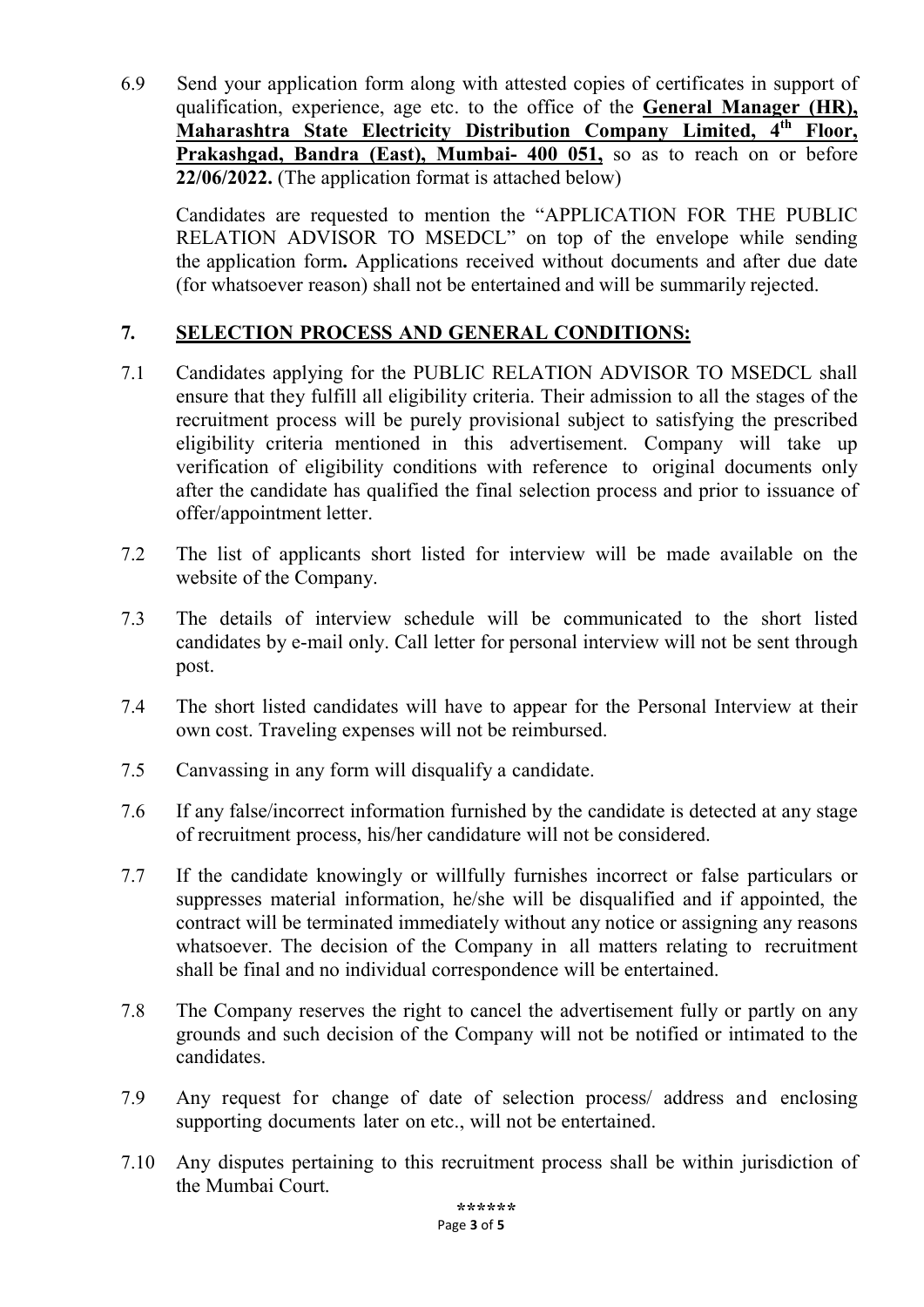6.9 Send your application form along with attested copies of certificates in support of qualification, experience, age etc. to the office of the **General Manager (HR), Maharashtra State Electricity Distribution Company Limited, 4th Floor, Prakashgad, Bandra (East), Mumbai- 400 051,** so as to reach on or before **22/06/2022.** (The application format is attached below)

Candidates are requested to mention the "APPLICATION FOR THE PUBLIC RELATION ADVISOR TO MSEDCL" on top of the envelope while sending the application form**.** Applications received without documents and after due date (for whatsoever reason) shall not be entertained and will be summarily rejected.

## 7. SELECTION PROCESS AND GENERAL CONDITIONS:

7.1 Candidates applying for the PUBLIC RELATION ADVISOR TO MSEDCL shall ensure that they fulfill all eligibility criteria. Their admission to all the stages of the recruitment process will be purely provisional subject to satisfying the prescribed eligibility criteria mentioned in this advertisement. Company will take up verification of eligibility conditions with reference to original documents only after the candidate has qualified the final selection process and prior to issuance of offer/appointment letter.

7.2 The list of applicants short listed for interview will be made available on the website of the Company.

7.3 The details of interview schedule will be communicated to the short listed candidates by e-mail only. Call letter for personal interview will not be sent through post.

7.4 The short listed candidates will have to appear for the Personal Interview at their own cost. Traveling expenses will not be reimbursed.

7.5 Canvassing in any form will disqualify a candidate.

7.6 If any false/incorrect information furnished by the candidate is detected at any stage of recruitment process, his/her candidature will not be considered.

7.7 If the candidate knowingly or willfully furnishes incorrect or false particulars or suppresses material information, he/she will be disqualified and if appointed, the contract will be terminated immediately without any notice or assigning any reasons whatsoever. The decision of the Company in all matters relating to recruitment shall be final and no individual correspondence will be entertained.

7.8 The Company reserves the right to cancel the advertisement fully or partly on any grounds and such decision of the Company will not be notified or intimated to the candidates.

7.9 Any request for change of date of selection process/ address and enclosing supporting documents later on etc., will not be entertained.

7.10 Any disputes pertaining to this recruitment process shall be within jurisdiction of the Mumbai Court.

******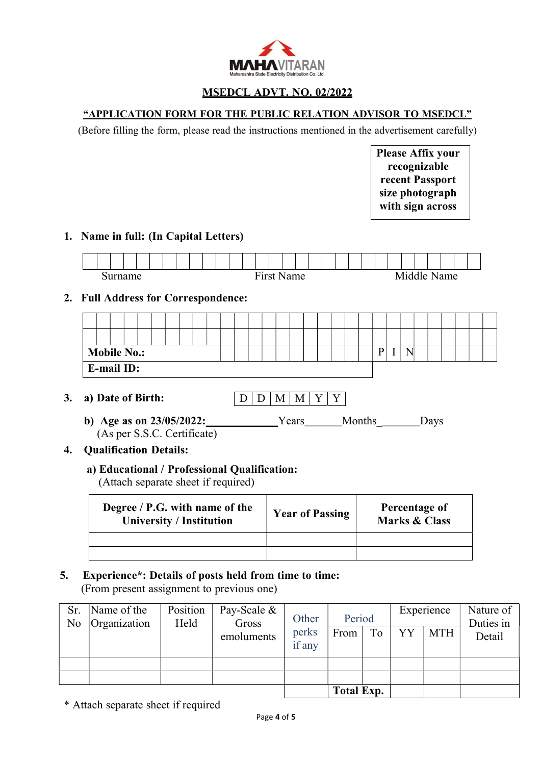MAHAVITARAN
Maharashtra State Electricity Distribution Co. Ltd.

## MSEDCL ADVT. NO. 02/2022

### "APPLICATION FORM FOR THE PUBLIC RELATION ADVISOR TO MSEDCL"

(Before filling the form, please read the instructions mentioned in the advertisement carefully)

| **Please Affix your recognizable recent Passport size photograph with sign across** |
|---|

**1. Name in full: (In Capital Letters)**

| Surname | First Name | Middle Name |
|---|---|---|
| | | |

**2. Full Address for Correspondence:**

| | |
|---|---|
| | |
| | |
| **Mobile No.:** | P I N |
| **E-mail ID:** | |

**3. a) Date of Birth:** D D M M Y Y

**b) Age as on 23/05/2022:**\_\_\_\_\_\_\_\_\_\_\_\_\_Years\_\_\_\_\_\_Months\_\_\_\_\_\_\_Days
(As per S.S.C. Certificate)

**4. Qualification Details:**

**a) Educational / Professional Qualification:**
(Attach separate sheet if required)

| Degree / P.G. with name of the University / Institution | Year of Passing | Percentage of Marks & Class |
|---|---|---|
| | | |
| | | |

**5. Experience\*: Details of posts held from time to time:**
(From present assignment to previous one)

| Sr. No | Name of the Organization | Position Held | Pay-Scale & Gross emoluments | Other perks if any | Period | | Experience | | Nature of Duties in Detail |
|---|---|---|---|---|---|---|---|---|---|
| | | | | | From | To | YY | MTH | |
| | | | | | | | | | |
| | | | | | | | | | |
| | | | | | **Total Exp.** | | | | |

\* Attach separate sheet if required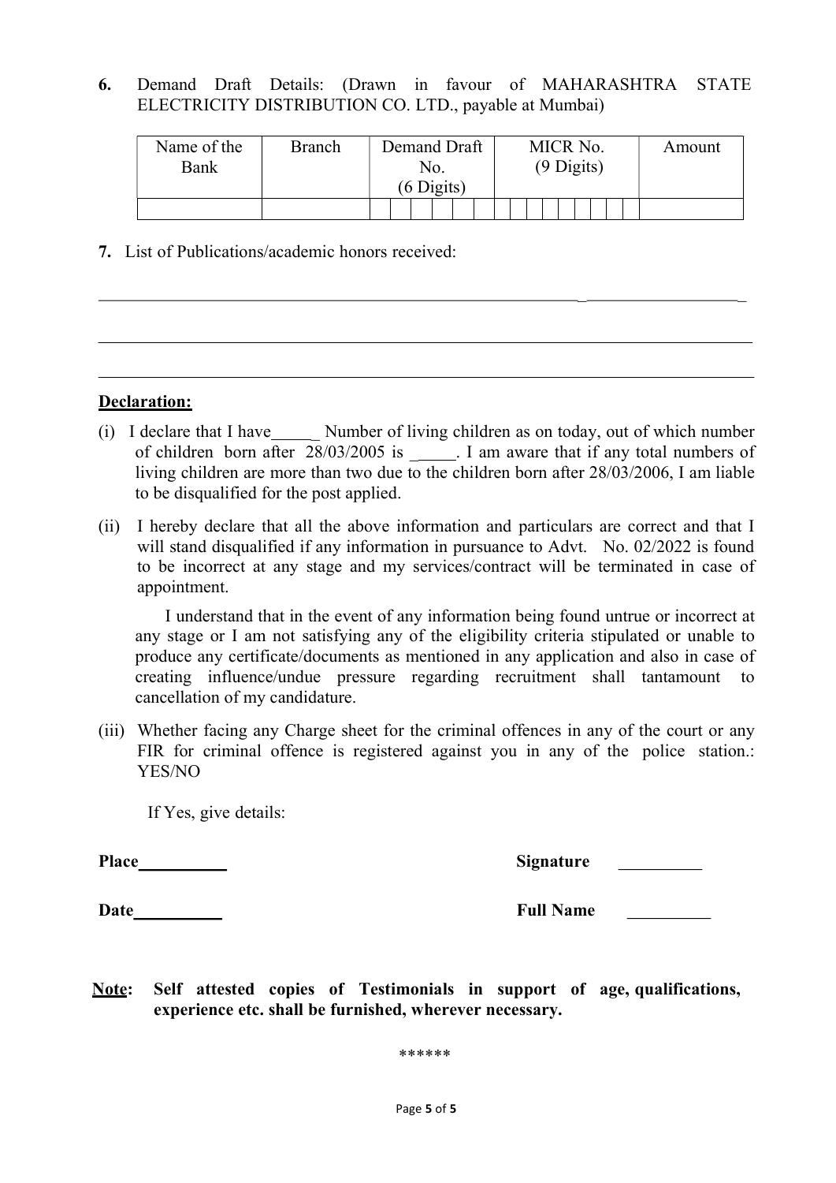**6.** Demand Draft Details: (Drawn in favour of MAHARASHTRA STATE ELECTRICITY DISTRIBUTION CO. LTD., payable at Mumbai)

| Name of the Bank | Branch | Demand Draft No. (6 Digits) | MICR No. (9 Digits) | Amount |
|---|---|---|---|---|
| | | | | |

**7.** List of Publications/academic honors received:

_______________________________________________________________________________

_______________________________________________________________________________

_______________________________________________________________________________

**Declaration:**

(i) I declare that I have_____ Number of living children as on today, out of which number of children born after 28/03/2005 is _____. I am aware that if any total numbers of living children are more than two due to the children born after 28/03/2006, I am liable to be disqualified for the post applied.

(ii) I hereby declare that all the above information and particulars are correct and that I will stand disqualified if any information in pursuance to Advt. No. 02/2022 is found to be incorrect at any stage and my services/contract will be terminated in case of appointment.

I understand that in the event of any information being found untrue or incorrect at any stage or I am not satisfying any of the eligibility criteria stipulated or unable to produce any certificate/documents as mentioned in any application and also in case of creating influence/undue pressure regarding recruitment shall tantamount to cancellation of my candidature.

(iii) Whether facing any Charge sheet for the criminal offences in any of the court or any FIR for criminal offence is registered against you in any of the police station.: YES/NO

If Yes, give details:

**Place**__________ **Signature** __________

**Date**__________ **Full Name** __________

**Note: Self attested copies of Testimonials in support of age, qualifications, experience etc. shall be furnished, wherever necessary.**

******